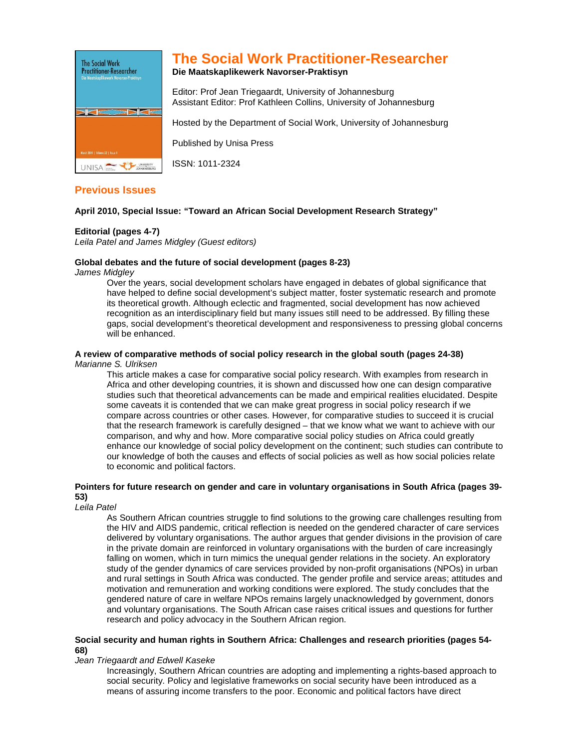# The Social Work Practitioner-Researcher

**Die Maatskaplikewerk Navorser-Praktisyn**

Editor: Prof Jean Triegaardt, University of Johannesburg
Assistant Editor: Prof Kathleen Collins, University of Johannesburg

Hosted by the Department of Social Work, University of Johannesburg

Published by Unisa Press

ISSN: 1011-2324

## Previous Issues

**April 2010, Special Issue: "Toward an African Social Development Research Strategy"**

**Editorial (pages 4-7)**
*Leila Patel and James Midgley (Guest editors)*

**Global debates and the future of social development (pages 8-23)**
*James Midgley*

> Over the years, social development scholars have engaged in debates of global significance that have helped to define social development's subject matter, foster systematic research and promote its theoretical growth. Although eclectic and fragmented, social development has now achieved recognition as an interdisciplinary field but many issues still need to be addressed. By filling these gaps, social development's theoretical development and responsiveness to pressing global concerns will be enhanced.

**A review of comparative methods of social policy research in the global south (pages 24-38)**
*Marianne S. Ulriksen*

> This article makes a case for comparative social policy research. With examples from research in Africa and other developing countries, it is shown and discussed how one can design comparative studies such that theoretical advancements can be made and empirical realities elucidated. Despite some caveats it is contended that we can make great progress in social policy research if we compare across countries or other cases. However, for comparative studies to succeed it is crucial that the research framework is carefully designed – that we know what we want to achieve with our comparison, and why and how. More comparative social policy studies on Africa could greatly enhance our knowledge of social policy development on the continent; such studies can contribute to our knowledge of both the causes and effects of social policies as well as how social policies relate to economic and political factors.

**Pointers for future research on gender and care in voluntary organisations in South Africa (pages 39-53)**
*Leila Patel*

> As Southern African countries struggle to find solutions to the growing care challenges resulting from the HIV and AIDS pandemic, critical reflection is needed on the gendered character of care services delivered by voluntary organisations. The author argues that gender divisions in the provision of care in the private domain are reinforced in voluntary organisations with the burden of care increasingly falling on women, which in turn mimics the unequal gender relations in the society. An exploratory study of the gender dynamics of care services provided by non-profit organisations (NPOs) in urban and rural settings in South Africa was conducted. The gender profile and service areas; attitudes and motivation and remuneration and working conditions were explored. The study concludes that the gendered nature of care in welfare NPOs remains largely unacknowledged by government, donors and voluntary organisations. The South African case raises critical issues and questions for further research and policy advocacy in the Southern African region.

**Social security and human rights in Southern Africa: Challenges and research priorities (pages 54-68)**
*Jean Triegaardt and Edwell Kaseke*

> Increasingly, Southern African countries are adopting and implementing a rights-based approach to social security. Policy and legislative frameworks on social security have been introduced as a means of assuring income transfers to the poor. Economic and political factors have direct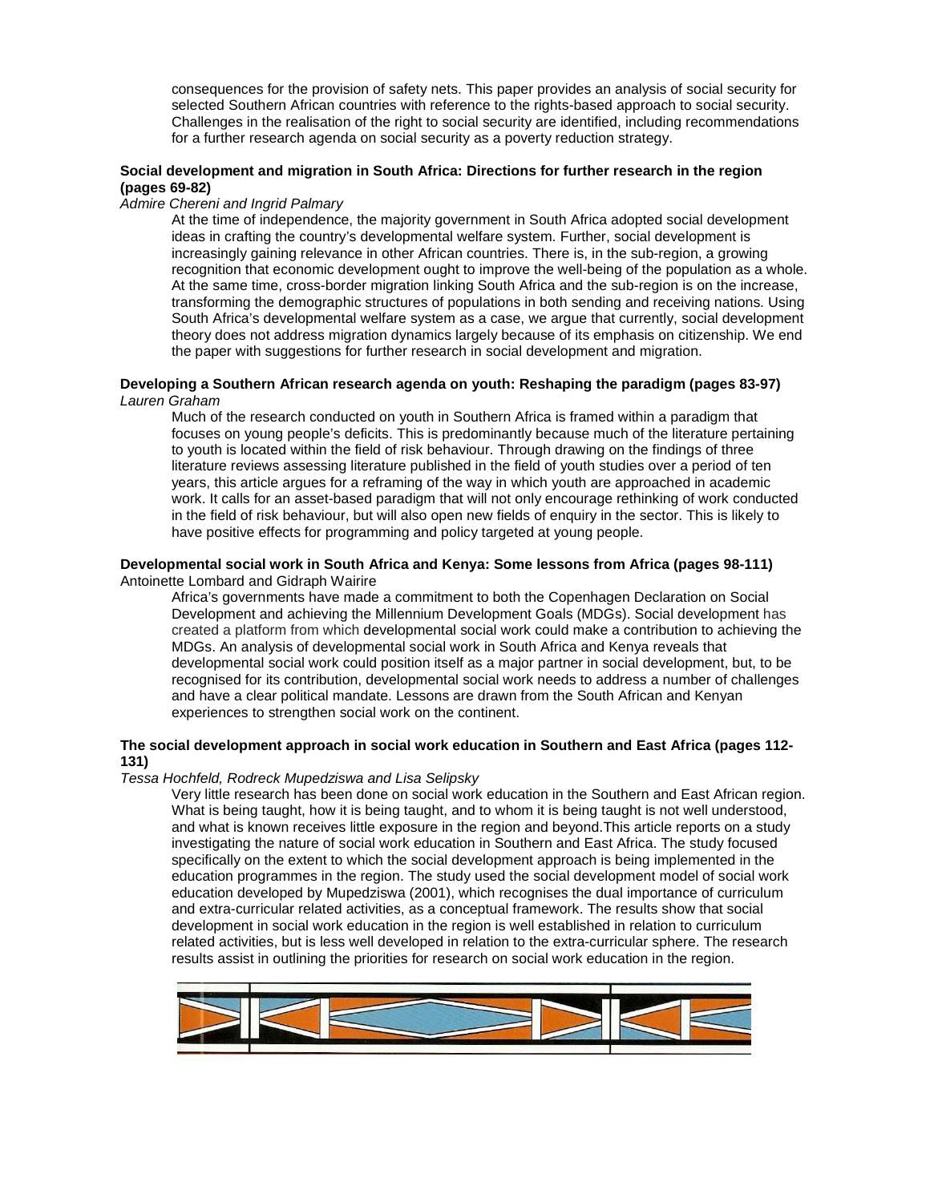consequences for the provision of safety nets. This paper provides an analysis of social security for selected Southern African countries with reference to the rights-based approach to social security. Challenges in the realisation of the right to social security are identified, including recommendations for a further research agenda on social security as a poverty reduction strategy.

**Social development and migration in South Africa: Directions for further research in the region (pages 69-82)**

*Admire Chereni and Ingrid Palmary*

At the time of independence, the majority government in South Africa adopted social development ideas in crafting the country's developmental welfare system. Further, social development is increasingly gaining relevance in other African countries. There is, in the sub-region, a growing recognition that economic development ought to improve the well-being of the population as a whole. At the same time, cross-border migration linking South Africa and the sub-region is on the increase, transforming the demographic structures of populations in both sending and receiving nations. Using South Africa's developmental welfare system as a case, we argue that currently, social development theory does not address migration dynamics largely because of its emphasis on citizenship. We end the paper with suggestions for further research in social development and migration.

**Developing a Southern African research agenda on youth: Reshaping the paradigm (pages 83-97)**

*Lauren Graham*

Much of the research conducted on youth in Southern Africa is framed within a paradigm that focuses on young people's deficits. This is predominantly because much of the literature pertaining to youth is located within the field of risk behaviour. Through drawing on the findings of three literature reviews assessing literature published in the field of youth studies over a period of ten years, this article argues for a reframing of the way in which youth are approached in academic work. It calls for an asset-based paradigm that will not only encourage rethinking of work conducted in the field of risk behaviour, but will also open new fields of enquiry in the sector. This is likely to have positive effects for programming and policy targeted at young people.

**Developmental social work in South Africa and Kenya: Some lessons from Africa (pages 98-111)**

Antoinette Lombard and Gidraph Wairire

Africa's governments have made a commitment to both the Copenhagen Declaration on Social Development and achieving the Millennium Development Goals (MDGs). Social development has created a platform from which developmental social work could make a contribution to achieving the MDGs. An analysis of developmental social work in South Africa and Kenya reveals that developmental social work could position itself as a major partner in social development, but, to be recognised for its contribution, developmental social work needs to address a number of challenges and have a clear political mandate. Lessons are drawn from the South African and Kenyan experiences to strengthen social work on the continent.

**The social development approach in social work education in Southern and East Africa (pages 112-131)**

*Tessa Hochfeld, Rodreck Mupedziswa and Lisa Selipsky*

Very little research has been done on social work education in the Southern and East African region. What is being taught, how it is being taught, and to whom it is being taught is not well understood, and what is known receives little exposure in the region and beyond.This article reports on a study investigating the nature of social work education in Southern and East Africa. The study focused specifically on the extent to which the social development approach is being implemented in the education programmes in the region. The study used the social development model of social work education developed by Mupedziswa (2001), which recognises the dual importance of curriculum and extra-curricular related activities, as a conceptual framework. The results show that social development in social work education in the region is well established in relation to curriculum related activities, but is less well developed in relation to the extra-curricular sphere. The research results assist in outlining the priorities for research on social work education in the region.